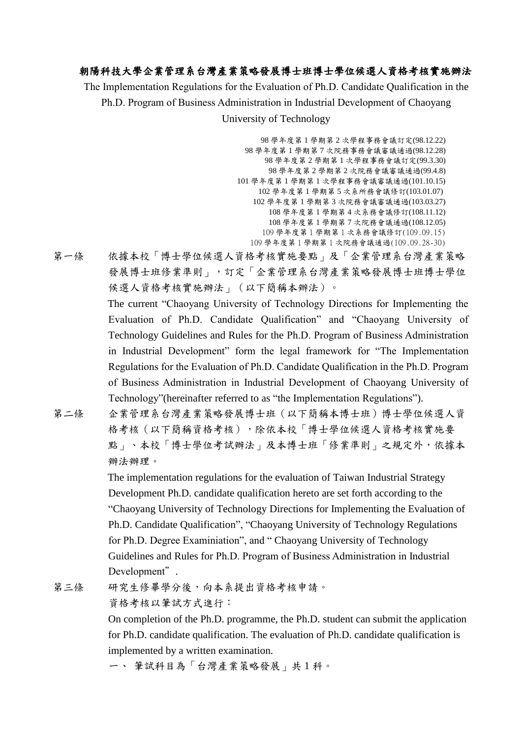# 朝陽科技大學企業管理系台灣產業策略發展博士班博士學位候選人資格考核實施辦法

The Implementation Regulations for the Evaluation of Ph.D. Candidate Qualification in the Ph.D. Program of Business Administration in Industrial Development of Chaoyang University of Technology

98 學年度第 1 學期第 2 次學程事務會議訂定(98.12.22)
98 學年度第 1 學期第 7 次院務事務會議審議通過(98.12.28)
98 學年度第 2 學期第 1 次學程事務會議訂定(99.3.30)
98 學年度第 2 學期第 2 次院務會議審議通過(99.4.8)
101 學年度第 1 學期第 1 次學程事務會議審議通過(101.10.15)
102 學年度第 1 學期第 5 次系所務會議修訂(103.01.07)
102 學年度第 1 學期第 3 次院務會議審議通過(103.03.27)
108 學年度第 1 學期第 4 次系務會議修訂(108.11.12)
108 學年度第 1 學期第 7 次院務會議通過(108.12.05)
109 學年度第 1 學期第 1 次系務會議修訂(109.09.15)
109 學年度第 1 學期第 1 次院務會議通過(109.09.28-30)

第一條　依據本校「博士學位候選人資格考核實施要點」及「企業管理系台灣產業策略發展博士班修業準則」，訂定「企業管理系台灣產業策略發展博士班博士學位候選人資格考核實施辦法」（以下簡稱本辦法）。

The current “Chaoyang University of Technology Directions for Implementing the Evaluation of Ph.D. Candidate Qualification” and “Chaoyang University of Technology Guidelines and Rules for the Ph.D. Program of Business Administration in Industrial Development” form the legal framework for “The Implementation Regulations for the Evaluation of Ph.D. Candidate Qualification in the Ph.D. Program of Business Administration in Industrial Development of Chaoyang University of Technology”(hereinafter referred to as “the Implementation Regulations”).

第二條　企業管理系台灣產業策略發展博士班（以下簡稱本博士班）博士學位候選人資格考核（以下簡稱資格考核），除依本校「博士學位候選人資格考核實施要點」、本校「博士學位考試辦法」及本博士班「修業準則」之規定外，依據本辦法辦理。

The implementation regulations for the evaluation of Taiwan Industrial Strategy Development Ph.D. candidate qualification hereto are set forth according to the “Chaoyang University of Technology Directions for Implementing the Evaluation of Ph.D. Candidate Qualification”, “Chaoyang University of Technology Regulations for Ph.D. Degree Examiniation”, and “ Chaoyang University of Technology Guidelines and Rules for Ph.D. Program of Business Administration in Industrial Development”.

第三條　研究生修畢學分後，向本系提出資格考核申請。

資格考核以筆試方式進行：

On completion of the Ph.D. programme, the Ph.D. student can submit the application for Ph.D. candidate qualification. The evaluation of Ph.D. candidate qualification is implemented by a written examination.

一、 筆試科目為「台灣產業策略發展」共 1 科。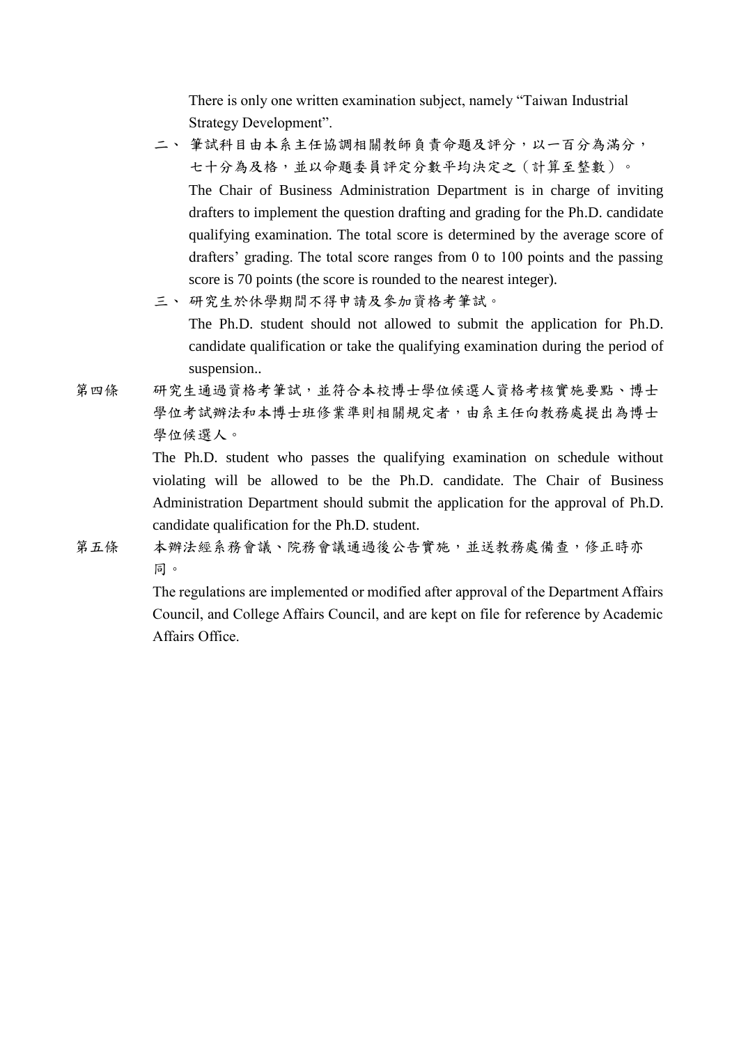There is only one written examination subject, namely "Taiwan Industrial Strategy Development".

二、 筆試科目由本系主任協調相關教師負責命題及評分，以一百分為滿分，七十分為及格，並以命題委員評定分數平均決定之（計算至整數）。

The Chair of Business Administration Department is in charge of inviting drafters to implement the question drafting and grading for the Ph.D. candidate qualifying examination. The total score is determined by the average score of drafters' grading. The total score ranges from 0 to 100 points and the passing score is 70 points (the score is rounded to the nearest integer).

三、 研究生於休學期間不得申請及參加資格考筆試。

The Ph.D. student should not allowed to submit the application for Ph.D. candidate qualification or take the qualifying examination during the period of suspension..

第四條 研究生通過資格考筆試，並符合本校博士學位候選人資格考核實施要點、博士學位考試辦法和本博士班修業準則相關規定者，由系主任向教務處提出為博士學位候選人。

The Ph.D. student who passes the qualifying examination on schedule without violating will be allowed to be the Ph.D. candidate. The Chair of Business Administration Department should submit the application for the approval of Ph.D. candidate qualification for the Ph.D. student.

第五條 本辦法經系務會議、院務會議通過後公告實施，並送教務處備查，修正時亦同。

The regulations are implemented or modified after approval of the Department Affairs Council, and College Affairs Council, and are kept on file for reference by Academic Affairs Office.